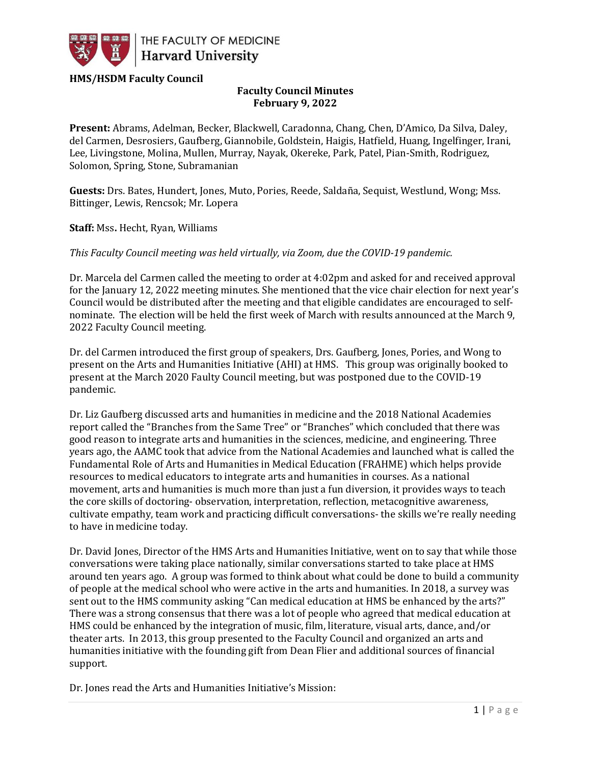THE FACULTY OF MEDICINE
Harvard University

**HMS/HSDM Faculty Council**

**Faculty Council Minutes**
**February 9, 2022**

**Present:** Abrams, Adelman, Becker, Blackwell, Caradonna, Chang, Chen, D'Amico, Da Silva, Daley, del Carmen, Desrosiers, Gaufberg, Giannobile, Goldstein, Haigis, Hatfield, Huang, Ingelfinger, Irani, Lee, Livingstone, Molina, Mullen, Murray, Nayak, Okereke, Park, Patel, Pian-Smith, Rodriguez, Solomon, Spring, Stone, Subramanian

**Guests:** Drs. Bates, Hundert, Jones, Muto, Pories, Reede, Saldaña, Sequist, Westlund, Wong; Mss. Bittinger, Lewis, Rencsok; Mr. Lopera

**Staff:** Mss**.** Hecht, Ryan, Williams

*This Faculty Council meeting was held virtually, via Zoom, due the COVID-19 pandemic.*

Dr. Marcela del Carmen called the meeting to order at 4:02pm and asked for and received approval for the January 12, 2022 meeting minutes. She mentioned that the vice chair election for next year's Council would be distributed after the meeting and that eligible candidates are encouraged to self-nominate. The election will be held the first week of March with results announced at the March 9, 2022 Faculty Council meeting.

Dr. del Carmen introduced the first group of speakers, Drs. Gaufberg, Jones, Pories, and Wong to present on the Arts and Humanities Initiative (AHI) at HMS. This group was originally booked to present at the March 2020 Faulty Council meeting, but was postponed due to the COVID-19 pandemic.

Dr. Liz Gaufberg discussed arts and humanities in medicine and the 2018 National Academies report called the "Branches from the Same Tree" or "Branches" which concluded that there was good reason to integrate arts and humanities in the sciences, medicine, and engineering. Three years ago, the AAMC took that advice from the National Academies and launched what is called the Fundamental Role of Arts and Humanities in Medical Education (FRAHME) which helps provide resources to medical educators to integrate arts and humanities in courses. As a national movement, arts and humanities is much more than just a fun diversion, it provides ways to teach the core skills of doctoring- observation, interpretation, reflection, metacognitive awareness, cultivate empathy, team work and practicing difficult conversations- the skills we're really needing to have in medicine today.

Dr. David Jones, Director of the HMS Arts and Humanities Initiative, went on to say that while those conversations were taking place nationally, similar conversations started to take place at HMS around ten years ago. A group was formed to think about what could be done to build a community of people at the medical school who were active in the arts and humanities. In 2018, a survey was sent out to the HMS community asking "Can medical education at HMS be enhanced by the arts?" There was a strong consensus that there was a lot of people who agreed that medical education at HMS could be enhanced by the integration of music, film, literature, visual arts, dance, and/or theater arts. In 2013, this group presented to the Faculty Council and organized an arts and humanities initiative with the founding gift from Dean Flier and additional sources of financial support.

Dr. Jones read the Arts and Humanities Initiative's Mission: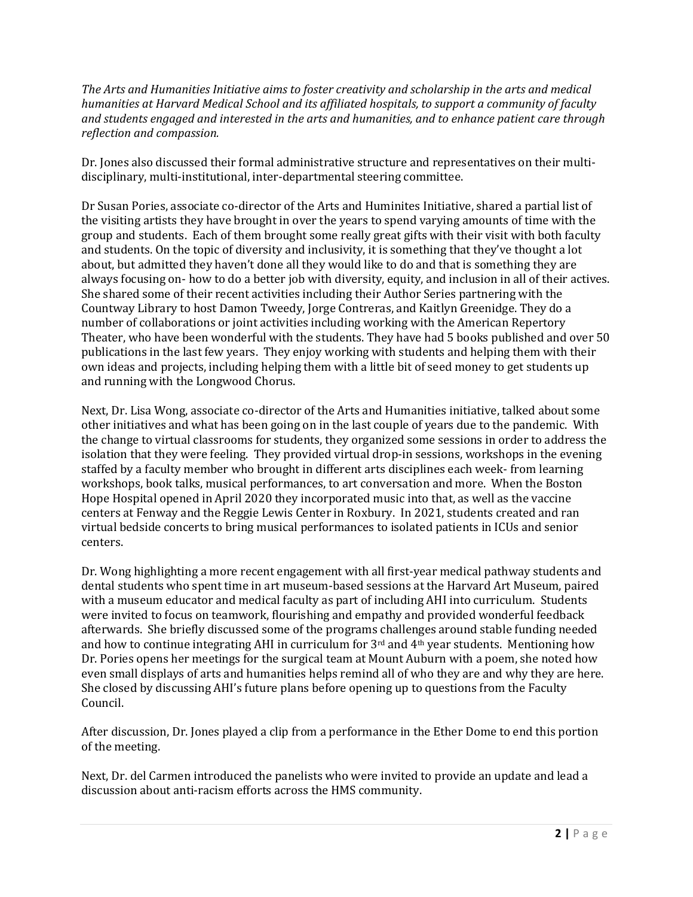*The Arts and Humanities Initiative aims to foster creativity and scholarship in the arts and medical humanities at Harvard Medical School and its affiliated hospitals, to support a community of faculty and students engaged and interested in the arts and humanities, and to enhance patient care through reflection and compassion.*

Dr. Jones also discussed their formal administrative structure and representatives on their multi-disciplinary, multi-institutional, inter-departmental steering committee.

Dr Susan Pories, associate co-director of the Arts and Huminites Initiative, shared a partial list of the visiting artists they have brought in over the years to spend varying amounts of time with the group and students. Each of them brought some really great gifts with their visit with both faculty and students. On the topic of diversity and inclusivity, it is something that they've thought a lot about, but admitted they haven't done all they would like to do and that is something they are always focusing on- how to do a better job with diversity, equity, and inclusion in all of their actives. She shared some of their recent activities including their Author Series partnering with the Countway Library to host Damon Tweedy, Jorge Contreras, and Kaitlyn Greenidge. They do a number of collaborations or joint activities including working with the American Repertory Theater, who have been wonderful with the students. They have had 5 books published and over 50 publications in the last few years. They enjoy working with students and helping them with their own ideas and projects, including helping them with a little bit of seed money to get students up and running with the Longwood Chorus.

Next, Dr. Lisa Wong, associate co-director of the Arts and Humanities initiative, talked about some other initiatives and what has been going on in the last couple of years due to the pandemic. With the change to virtual classrooms for students, they organized some sessions in order to address the isolation that they were feeling. They provided virtual drop-in sessions, workshops in the evening staffed by a faculty member who brought in different arts disciplines each week- from learning workshops, book talks, musical performances, to art conversation and more. When the Boston Hope Hospital opened in April 2020 they incorporated music into that, as well as the vaccine centers at Fenway and the Reggie Lewis Center in Roxbury. In 2021, students created and ran virtual bedside concerts to bring musical performances to isolated patients in ICUs and senior centers.

Dr. Wong highlighting a more recent engagement with all first-year medical pathway students and dental students who spent time in art museum-based sessions at the Harvard Art Museum, paired with a museum educator and medical faculty as part of including AHI into curriculum. Students were invited to focus on teamwork, flourishing and empathy and provided wonderful feedback afterwards. She briefly discussed some of the programs challenges around stable funding needed and how to continue integrating AHI in curriculum for 3rd and 4th year students. Mentioning how Dr. Pories opens her meetings for the surgical team at Mount Auburn with a poem, she noted how even small displays of arts and humanities helps remind all of who they are and why they are here. She closed by discussing AHI's future plans before opening up to questions from the Faculty Council.

After discussion, Dr. Jones played a clip from a performance in the Ether Dome to end this portion of the meeting.

Next, Dr. del Carmen introduced the panelists who were invited to provide an update and lead a discussion about anti-racism efforts across the HMS community.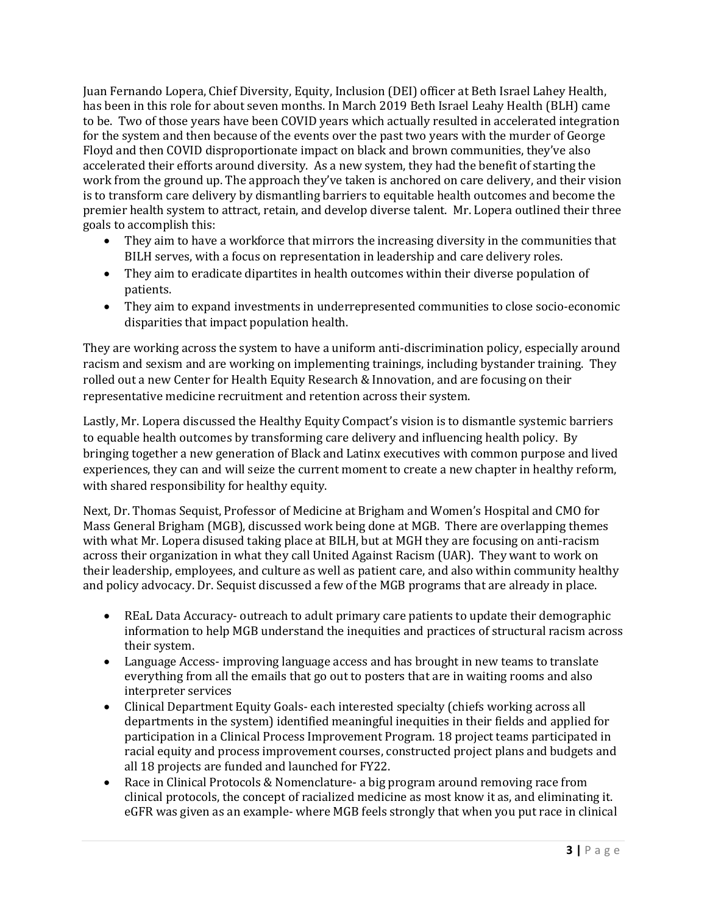Juan Fernando Lopera, Chief Diversity, Equity, Inclusion (DEI) officer at Beth Israel Lahey Health, has been in this role for about seven months. In March 2019 Beth Israel Leahy Health (BLH) came to be. Two of those years have been COVID years which actually resulted in accelerated integration for the system and then because of the events over the past two years with the murder of George Floyd and then COVID disproportionate impact on black and brown communities, they've also accelerated their efforts around diversity. As a new system, they had the benefit of starting the work from the ground up. The approach they've taken is anchored on care delivery, and their vision is to transform care delivery by dismantling barriers to equitable health outcomes and become the premier health system to attract, retain, and develop diverse talent. Mr. Lopera outlined their three goals to accomplish this:

- They aim to have a workforce that mirrors the increasing diversity in the communities that BILH serves, with a focus on representation in leadership and care delivery roles.
- They aim to eradicate dipartites in health outcomes within their diverse population of patients.
- They aim to expand investments in underrepresented communities to close socio-economic disparities that impact population health.

They are working across the system to have a uniform anti-discrimination policy, especially around racism and sexism and are working on implementing trainings, including bystander training. They rolled out a new Center for Health Equity Research & Innovation, and are focusing on their representative medicine recruitment and retention across their system.

Lastly, Mr. Lopera discussed the Healthy Equity Compact's vision is to dismantle systemic barriers to equable health outcomes by transforming care delivery and influencing health policy. By bringing together a new generation of Black and Latinx executives with common purpose and lived experiences, they can and will seize the current moment to create a new chapter in healthy reform, with shared responsibility for healthy equity.

Next, Dr. Thomas Sequist, Professor of Medicine at Brigham and Women's Hospital and CMO for Mass General Brigham (MGB), discussed work being done at MGB. There are overlapping themes with what Mr. Lopera disused taking place at BILH, but at MGH they are focusing on anti-racism across their organization in what they call United Against Racism (UAR). They want to work on their leadership, employees, and culture as well as patient care, and also within community healthy and policy advocacy. Dr. Sequist discussed a few of the MGB programs that are already in place.

- REaL Data Accuracy- outreach to adult primary care patients to update their demographic information to help MGB understand the inequities and practices of structural racism across their system.
- Language Access- improving language access and has brought in new teams to translate everything from all the emails that go out to posters that are in waiting rooms and also interpreter services
- Clinical Department Equity Goals- each interested specialty (chiefs working across all departments in the system) identified meaningful inequities in their fields and applied for participation in a Clinical Process Improvement Program. 18 project teams participated in racial equity and process improvement courses, constructed project plans and budgets and all 18 projects are funded and launched for FY22.
- Race in Clinical Protocols & Nomenclature- a big program around removing race from clinical protocols, the concept of racialized medicine as most know it as, and eliminating it. eGFR was given as an example- where MGB feels strongly that when you put race in clinical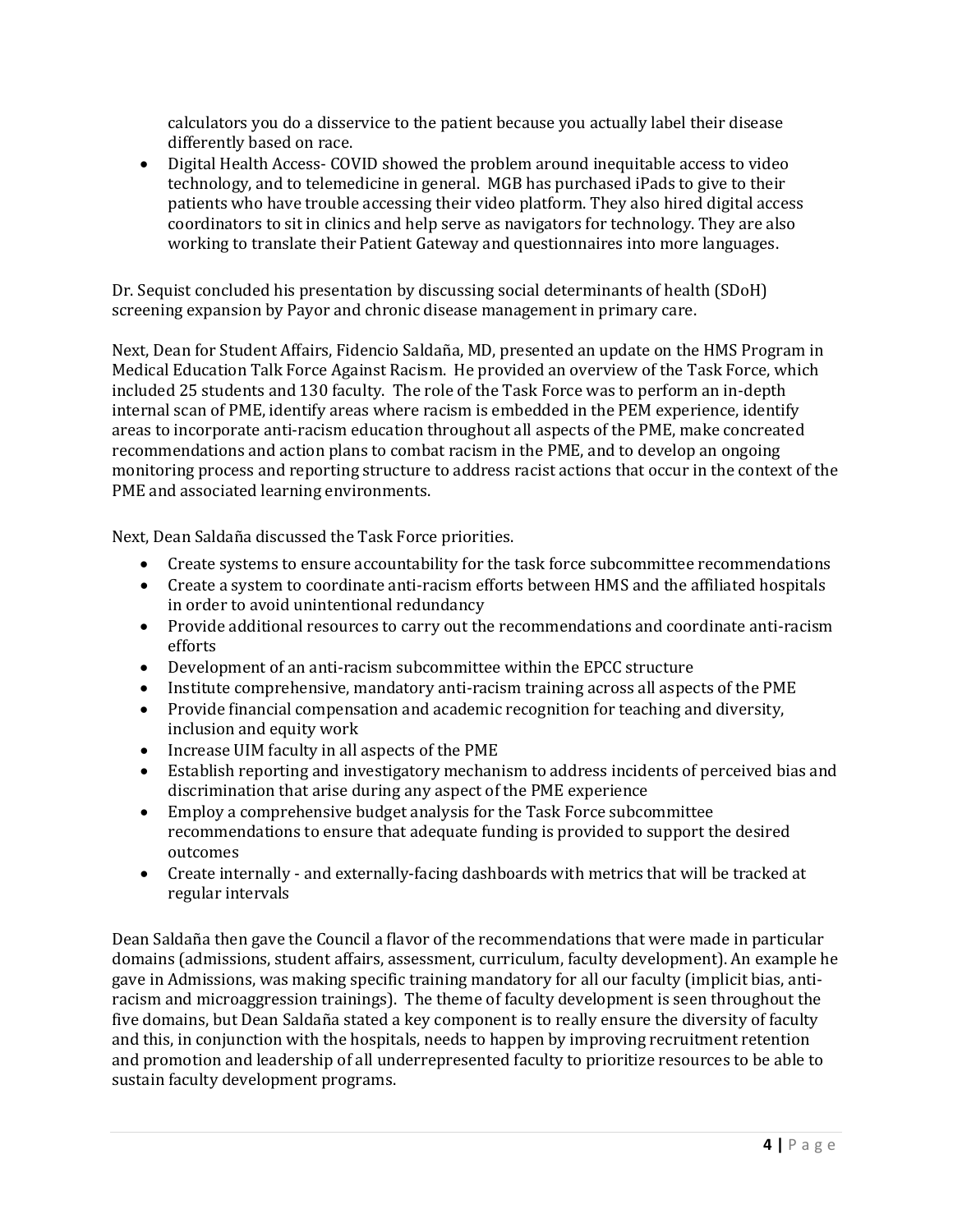calculators you do a disservice to the patient because you actually label their disease differently based on race.

- Digital Health Access- COVID showed the problem around inequitable access to video technology, and to telemedicine in general. MGB has purchased iPads to give to their patients who have trouble accessing their video platform. They also hired digital access coordinators to sit in clinics and help serve as navigators for technology. They are also working to translate their Patient Gateway and questionnaires into more languages.

Dr. Sequist concluded his presentation by discussing social determinants of health (SDoH) screening expansion by Payor and chronic disease management in primary care.

Next, Dean for Student Affairs, Fidencio Saldaña, MD, presented an update on the HMS Program in Medical Education Talk Force Against Racism. He provided an overview of the Task Force, which included 25 students and 130 faculty. The role of the Task Force was to perform an in-depth internal scan of PME, identify areas where racism is embedded in the PEM experience, identify areas to incorporate anti-racism education throughout all aspects of the PME, make concreated recommendations and action plans to combat racism in the PME, and to develop an ongoing monitoring process and reporting structure to address racist actions that occur in the context of the PME and associated learning environments.

Next, Dean Saldaña discussed the Task Force priorities.

- Create systems to ensure accountability for the task force subcommittee recommendations
- Create a system to coordinate anti-racism efforts between HMS and the affiliated hospitals in order to avoid unintentional redundancy
- Provide additional resources to carry out the recommendations and coordinate anti-racism efforts
- Development of an anti-racism subcommittee within the EPCC structure
- Institute comprehensive, mandatory anti-racism training across all aspects of the PME
- Provide financial compensation and academic recognition for teaching and diversity, inclusion and equity work
- Increase UIM faculty in all aspects of the PME
- Establish reporting and investigatory mechanism to address incidents of perceived bias and discrimination that arise during any aspect of the PME experience
- Employ a comprehensive budget analysis for the Task Force subcommittee recommendations to ensure that adequate funding is provided to support the desired outcomes
- Create internally - and externally-facing dashboards with metrics that will be tracked at regular intervals

Dean Saldaña then gave the Council a flavor of the recommendations that were made in particular domains (admissions, student affairs, assessment, curriculum, faculty development). An example he gave in Admissions, was making specific training mandatory for all our faculty (implicit bias, anti-racism and microaggression trainings). The theme of faculty development is seen throughout the five domains, but Dean Saldaña stated a key component is to really ensure the diversity of faculty and this, in conjunction with the hospitals, needs to happen by improving recruitment retention and promotion and leadership of all underrepresented faculty to prioritize resources to be able to sustain faculty development programs.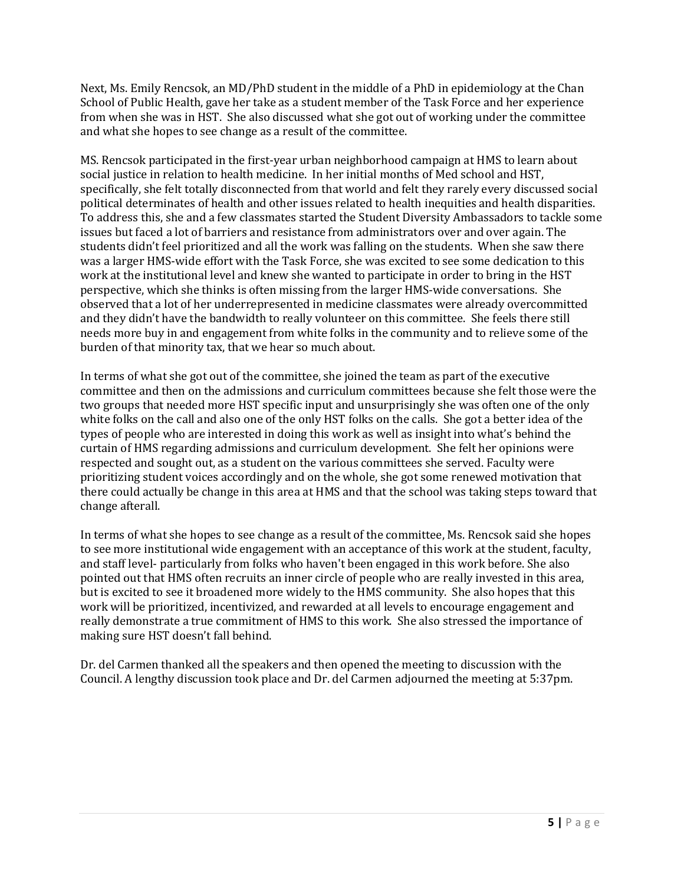Next, Ms. Emily Rencsok, an MD/PhD student in the middle of a PhD in epidemiology at the Chan School of Public Health, gave her take as a student member of the Task Force and her experience from when she was in HST. She also discussed what she got out of working under the committee and what she hopes to see change as a result of the committee.

MS. Rencsok participated in the first-year urban neighborhood campaign at HMS to learn about social justice in relation to health medicine. In her initial months of Med school and HST, specifically, she felt totally disconnected from that world and felt they rarely every discussed social political determinates of health and other issues related to health inequities and health disparities. To address this, she and a few classmates started the Student Diversity Ambassadors to tackle some issues but faced a lot of barriers and resistance from administrators over and over again. The students didn't feel prioritized and all the work was falling on the students. When she saw there was a larger HMS-wide effort with the Task Force, she was excited to see some dedication to this work at the institutional level and knew she wanted to participate in order to bring in the HST perspective, which she thinks is often missing from the larger HMS-wide conversations. She observed that a lot of her underrepresented in medicine classmates were already overcommitted and they didn't have the bandwidth to really volunteer on this committee. She feels there still needs more buy in and engagement from white folks in the community and to relieve some of the burden of that minority tax, that we hear so much about.

In terms of what she got out of the committee, she joined the team as part of the executive committee and then on the admissions and curriculum committees because she felt those were the two groups that needed more HST specific input and unsurprisingly she was often one of the only white folks on the call and also one of the only HST folks on the calls. She got a better idea of the types of people who are interested in doing this work as well as insight into what's behind the curtain of HMS regarding admissions and curriculum development. She felt her opinions were respected and sought out, as a student on the various committees she served. Faculty were prioritizing student voices accordingly and on the whole, she got some renewed motivation that there could actually be change in this area at HMS and that the school was taking steps toward that change afterall.

In terms of what she hopes to see change as a result of the committee, Ms. Rencsok said she hopes to see more institutional wide engagement with an acceptance of this work at the student, faculty, and staff level- particularly from folks who haven't been engaged in this work before. She also pointed out that HMS often recruits an inner circle of people who are really invested in this area, but is excited to see it broadened more widely to the HMS community. She also hopes that this work will be prioritized, incentivized, and rewarded at all levels to encourage engagement and really demonstrate a true commitment of HMS to this work. She also stressed the importance of making sure HST doesn't fall behind.

Dr. del Carmen thanked all the speakers and then opened the meeting to discussion with the Council. A lengthy discussion took place and Dr. del Carmen adjourned the meeting at 5:37pm.